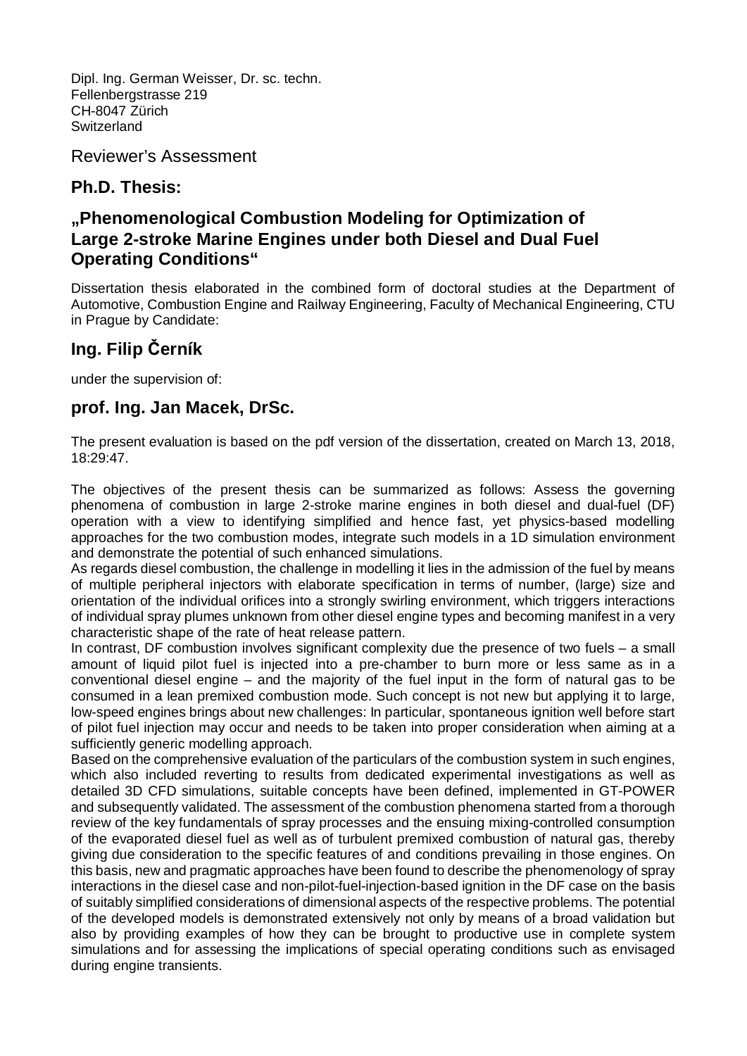Dipl. Ing. German Weisser, Dr. sc. techn.
Fellenbergstrasse 219
CH-8047 Zürich
Switzerland

Reviewer's Assessment

## Ph.D. Thesis:

## „Phenomenological Combustion Modeling for Optimization of Large 2-stroke Marine Engines under both Diesel and Dual Fuel Operating Conditions"

Dissertation thesis elaborated in the combined form of doctoral studies at the Department of Automotive, Combustion Engine and Railway Engineering, Faculty of Mechanical Engineering, CTU in Prague by Candidate:

## Ing. Filip Černík

under the supervision of:

## prof. Ing. Jan Macek, DrSc.

The present evaluation is based on the pdf version of the dissertation, created on March 13, 2018, 18:29:47.

The objectives of the present thesis can be summarized as follows: Assess the governing phenomena of combustion in large 2-stroke marine engines in both diesel and dual-fuel (DF) operation with a view to identifying simplified and hence fast, yet physics-based modelling approaches for the two combustion modes, integrate such models in a 1D simulation environment and demonstrate the potential of such enhanced simulations.
As regards diesel combustion, the challenge in modelling it lies in the admission of the fuel by means of multiple peripheral injectors with elaborate specification in terms of number, (large) size and orientation of the individual orifices into a strongly swirling environment, which triggers interactions of individual spray plumes unknown from other diesel engine types and becoming manifest in a very characteristic shape of the rate of heat release pattern.
In contrast, DF combustion involves significant complexity due the presence of two fuels – a small amount of liquid pilot fuel is injected into a pre-chamber to burn more or less same as in a conventional diesel engine – and the majority of the fuel input in the form of natural gas to be consumed in a lean premixed combustion mode. Such concept is not new but applying it to large, low-speed engines brings about new challenges: In particular, spontaneous ignition well before start of pilot fuel injection may occur and needs to be taken into proper consideration when aiming at a sufficiently generic modelling approach.
Based on the comprehensive evaluation of the particulars of the combustion system in such engines, which also included reverting to results from dedicated experimental investigations as well as detailed 3D CFD simulations, suitable concepts have been defined, implemented in GT-POWER and subsequently validated. The assessment of the combustion phenomena started from a thorough review of the key fundamentals of spray processes and the ensuing mixing-controlled consumption of the evaporated diesel fuel as well as of turbulent premixed combustion of natural gas, thereby giving due consideration to the specific features of and conditions prevailing in those engines. On this basis, new and pragmatic approaches have been found to describe the phenomenology of spray interactions in the diesel case and non-pilot-fuel-injection-based ignition in the DF case on the basis of suitably simplified considerations of dimensional aspects of the respective problems. The potential of the developed models is demonstrated extensively not only by means of a broad validation but also by providing examples of how they can be brought to productive use in complete system simulations and for assessing the implications of special operating conditions such as envisaged during engine transients.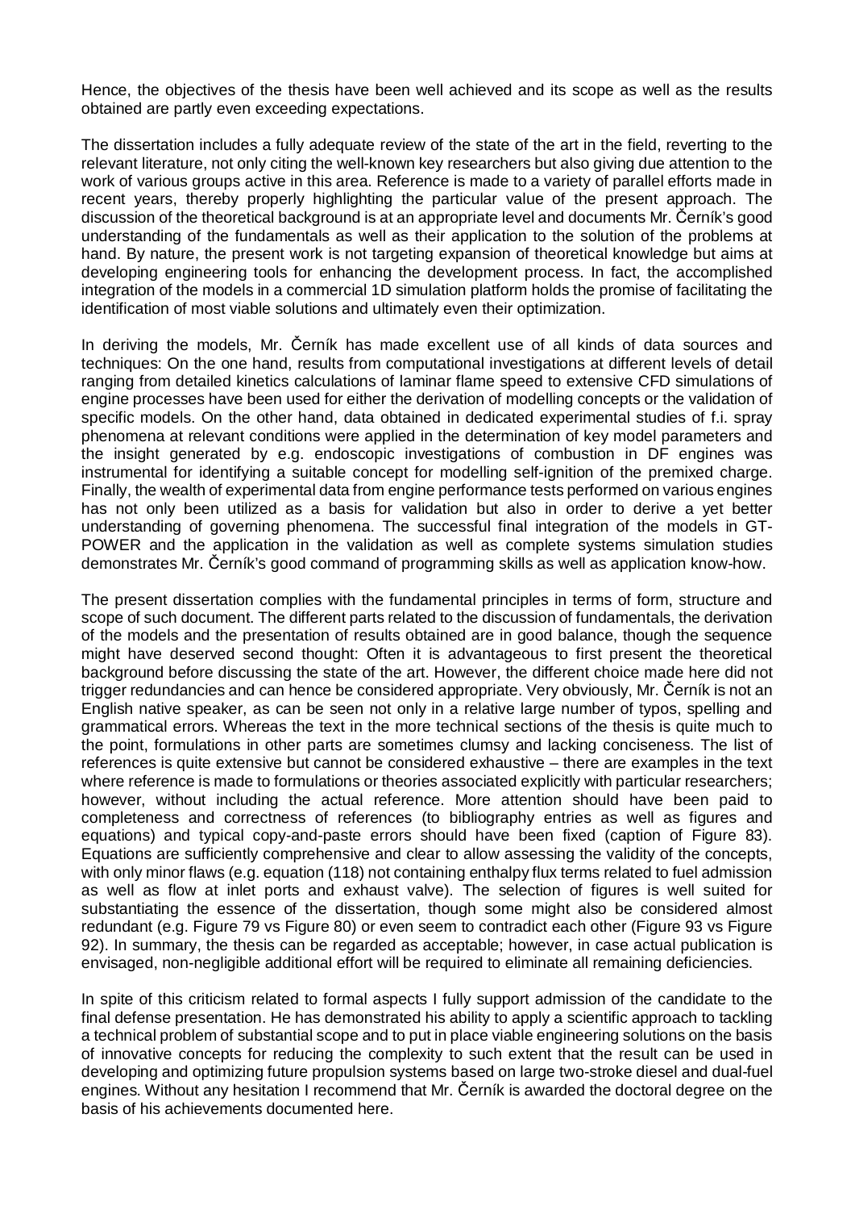Hence, the objectives of the thesis have been well achieved and its scope as well as the results obtained are partly even exceeding expectations.

The dissertation includes a fully adequate review of the state of the art in the field, reverting to the relevant literature, not only citing the well-known key researchers but also giving due attention to the work of various groups active in this area. Reference is made to a variety of parallel efforts made in recent years, thereby properly highlighting the particular value of the present approach. The discussion of the theoretical background is at an appropriate level and documents Mr. Černík's good understanding of the fundamentals as well as their application to the solution of the problems at hand. By nature, the present work is not targeting expansion of theoretical knowledge but aims at developing engineering tools for enhancing the development process. In fact, the accomplished integration of the models in a commercial 1D simulation platform holds the promise of facilitating the identification of most viable solutions and ultimately even their optimization.

In deriving the models, Mr. Černík has made excellent use of all kinds of data sources and techniques: On the one hand, results from computational investigations at different levels of detail ranging from detailed kinetics calculations of laminar flame speed to extensive CFD simulations of engine processes have been used for either the derivation of modelling concepts or the validation of specific models. On the other hand, data obtained in dedicated experimental studies of f.i. spray phenomena at relevant conditions were applied in the determination of key model parameters and the insight generated by e.g. endoscopic investigations of combustion in DF engines was instrumental for identifying a suitable concept for modelling self-ignition of the premixed charge. Finally, the wealth of experimental data from engine performance tests performed on various engines has not only been utilized as a basis for validation but also in order to derive a yet better understanding of governing phenomena. The successful final integration of the models in GT-POWER and the application in the validation as well as complete systems simulation studies demonstrates Mr. Černík's good command of programming skills as well as application know-how.

The present dissertation complies with the fundamental principles in terms of form, structure and scope of such document. The different parts related to the discussion of fundamentals, the derivation of the models and the presentation of results obtained are in good balance, though the sequence might have deserved second thought: Often it is advantageous to first present the theoretical background before discussing the state of the art. However, the different choice made here did not trigger redundancies and can hence be considered appropriate. Very obviously, Mr. Černík is not an English native speaker, as can be seen not only in a relative large number of typos, spelling and grammatical errors. Whereas the text in the more technical sections of the thesis is quite much to the point, formulations in other parts are sometimes clumsy and lacking conciseness. The list of references is quite extensive but cannot be considered exhaustive – there are examples in the text where reference is made to formulations or theories associated explicitly with particular researchers; however, without including the actual reference. More attention should have been paid to completeness and correctness of references (to bibliography entries as well as figures and equations) and typical copy-and-paste errors should have been fixed (caption of Figure 83). Equations are sufficiently comprehensive and clear to allow assessing the validity of the concepts, with only minor flaws (e.g. equation (118) not containing enthalpy flux terms related to fuel admission as well as flow at inlet ports and exhaust valve). The selection of figures is well suited for substantiating the essence of the dissertation, though some might also be considered almost redundant (e.g. Figure 79 vs Figure 80) or even seem to contradict each other (Figure 93 vs Figure 92). In summary, the thesis can be regarded as acceptable; however, in case actual publication is envisaged, non-negligible additional effort will be required to eliminate all remaining deficiencies.

In spite of this criticism related to formal aspects I fully support admission of the candidate to the final defense presentation. He has demonstrated his ability to apply a scientific approach to tackling a technical problem of substantial scope and to put in place viable engineering solutions on the basis of innovative concepts for reducing the complexity to such extent that the result can be used in developing and optimizing future propulsion systems based on large two-stroke diesel and dual-fuel engines. Without any hesitation I recommend that Mr. Černík is awarded the doctoral degree on the basis of his achievements documented here.